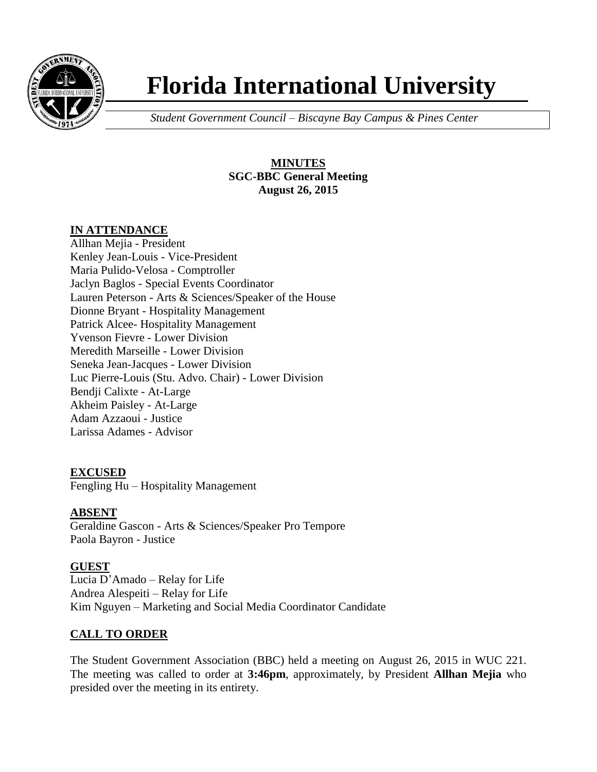# Florida International University

*Student Government Council – Biscayne Bay Campus & Pines Center*

**MINUTES**
**SGC-BBC General Meeting**
**August 26, 2015**

## IN ATTENDANCE

Allhan Mejia - President
Kenley Jean-Louis - Vice-President
Maria Pulido-Velosa - Comptroller
Jaclyn Baglos - Special Events Coordinator
Lauren Peterson - Arts & Sciences/Speaker of the House
Dionne Bryant - Hospitality Management
Patrick Alcee- Hospitality Management
Yvenson Fievre - Lower Division
Meredith Marseille - Lower Division
Seneka Jean-Jacques - Lower Division
Luc Pierre-Louis (Stu. Advo. Chair) - Lower Division
Bendji Calixte - At-Large
Akheim Paisley - At-Large
Adam Azzaoui - Justice
Larissa Adames - Advisor

## EXCUSED

Fengling Hu – Hospitality Management

## ABSENT

Geraldine Gascon - Arts & Sciences/Speaker Pro Tempore
Paola Bayron - Justice

## GUEST

Lucia D'Amado – Relay for Life
Andrea Alespeiti – Relay for Life
Kim Nguyen – Marketing and Social Media Coordinator Candidate

## CALL TO ORDER

The Student Government Association (BBC) held a meeting on August 26, 2015 in WUC 221. The meeting was called to order at **3:46pm**, approximately, by President **Allhan Mejia** who presided over the meeting in its entirety.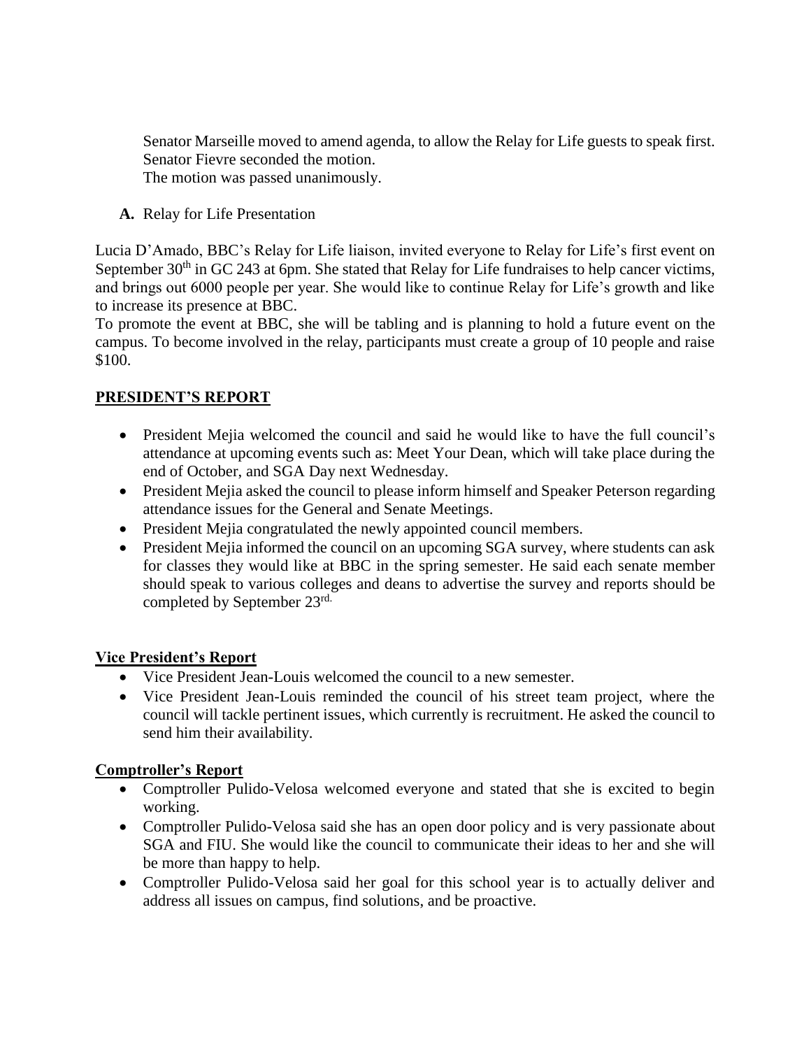Senator Marseille moved to amend agenda, to allow the Relay for Life guests to speak first.
Senator Fievre seconded the motion.
The motion was passed unanimously.

**A.** Relay for Life Presentation

Lucia D'Amado, BBC's Relay for Life liaison, invited everyone to Relay for Life's first event on September 30th in GC 243 at 6pm. She stated that Relay for Life fundraises to help cancer victims, and brings out 6000 people per year. She would like to continue Relay for Life's growth and like to increase its presence at BBC.
To promote the event at BBC, she will be tabling and is planning to hold a future event on the campus. To become involved in the relay, participants must create a group of 10 people and raise $100.

## PRESIDENT'S REPORT

- President Mejia welcomed the council and said he would like to have the full council's attendance at upcoming events such as: Meet Your Dean, which will take place during the end of October, and SGA Day next Wednesday.
- President Mejia asked the council to please inform himself and Speaker Peterson regarding attendance issues for the General and Senate Meetings.
- President Mejia congratulated the newly appointed council members.
- President Mejia informed the council on an upcoming SGA survey, where students can ask for classes they would like at BBC in the spring semester. He said each senate member should speak to various colleges and deans to advertise the survey and reports should be completed by September 23rd.

## Vice President's Report

- Vice President Jean-Louis welcomed the council to a new semester.
- Vice President Jean-Louis reminded the council of his street team project, where the council will tackle pertinent issues, which currently is recruitment. He asked the council to send him their availability.

## Comptroller's Report

- Comptroller Pulido-Velosa welcomed everyone and stated that she is excited to begin working.
- Comptroller Pulido-Velosa said she has an open door policy and is very passionate about SGA and FIU. She would like the council to communicate their ideas to her and she will be more than happy to help.
- Comptroller Pulido-Velosa said her goal for this school year is to actually deliver and address all issues on campus, find solutions, and be proactive.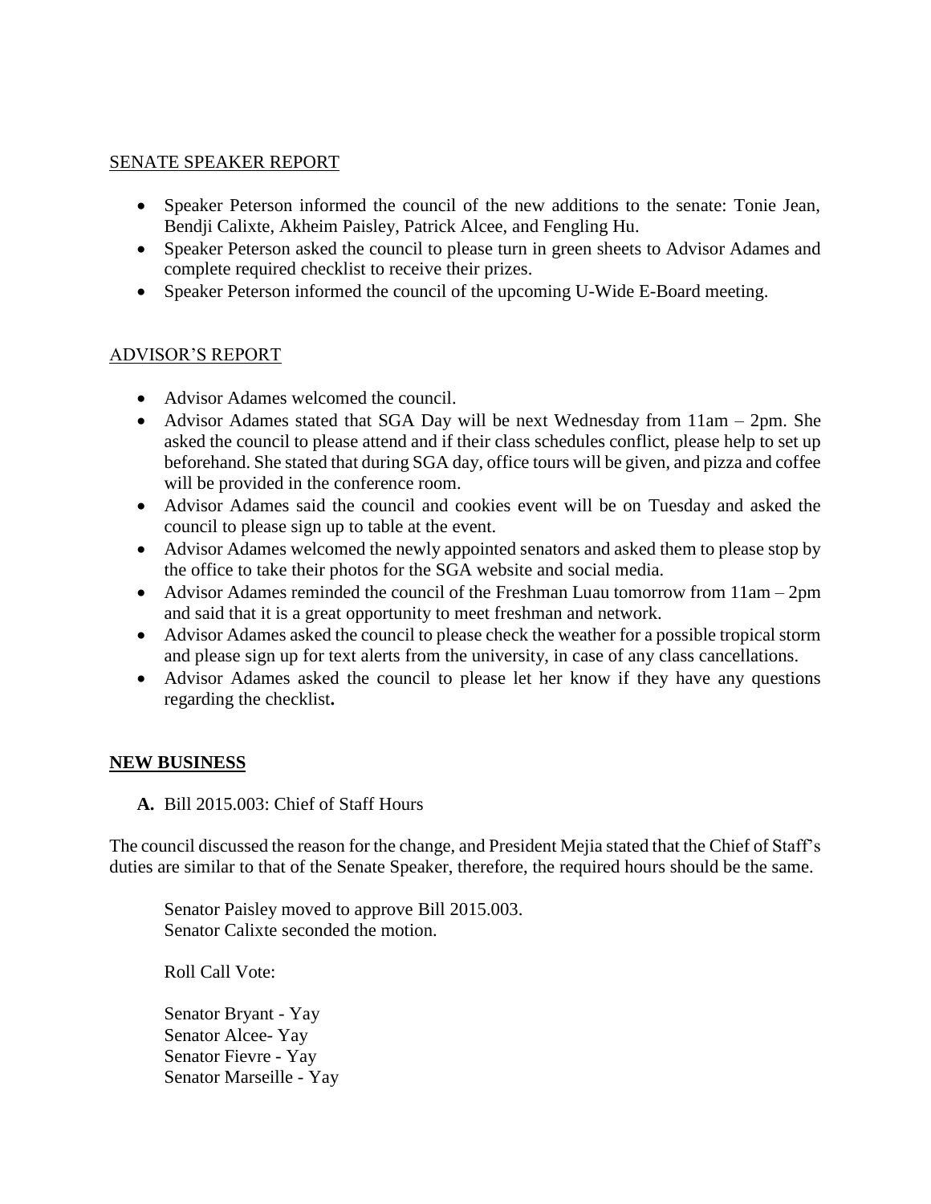## SENATE SPEAKER REPORT

- Speaker Peterson informed the council of the new additions to the senate: Tonie Jean, Bendji Calixte, Akheim Paisley, Patrick Alcee, and Fengling Hu.
- Speaker Peterson asked the council to please turn in green sheets to Advisor Adames and complete required checklist to receive their prizes.
- Speaker Peterson informed the council of the upcoming U-Wide E-Board meeting.

## ADVISOR'S REPORT

- Advisor Adames welcomed the council.
- Advisor Adames stated that SGA Day will be next Wednesday from 11am – 2pm. She asked the council to please attend and if their class schedules conflict, please help to set up beforehand. She stated that during SGA day, office tours will be given, and pizza and coffee will be provided in the conference room.
- Advisor Adames said the council and cookies event will be on Tuesday and asked the council to please sign up to table at the event.
- Advisor Adames welcomed the newly appointed senators and asked them to please stop by the office to take their photos for the SGA website and social media.
- Advisor Adames reminded the council of the Freshman Luau tomorrow from 11am – 2pm and said that it is a great opportunity to meet freshman and network.
- Advisor Adames asked the council to please check the weather for a possible tropical storm and please sign up for text alerts from the university, in case of any class cancellations.
- Advisor Adames asked the council to please let her know if they have any questions regarding the checklist**.**

## NEW BUSINESS

**A.** Bill 2015.003: Chief of Staff Hours

The council discussed the reason for the change, and President Mejia stated that the Chief of Staff's duties are similar to that of the Senate Speaker, therefore, the required hours should be the same.

Senator Paisley moved to approve Bill 2015.003.
Senator Calixte seconded the motion.

Roll Call Vote:

Senator Bryant - Yay
Senator Alcee- Yay
Senator Fievre - Yay
Senator Marseille - Yay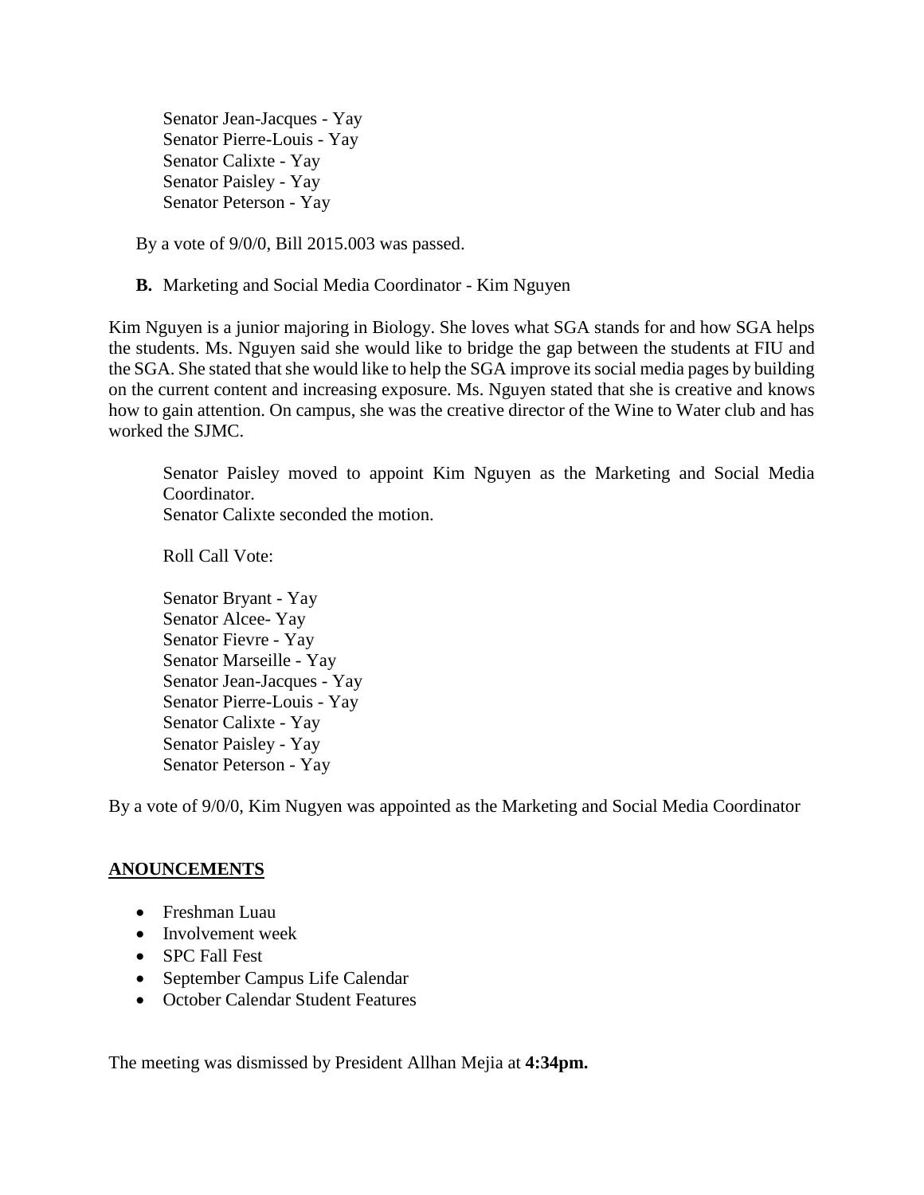Senator Jean-Jacques - Yay
Senator Pierre-Louis - Yay
Senator Calixte - Yay
Senator Paisley - Yay
Senator Peterson - Yay

By a vote of 9/0/0, Bill 2015.003 was passed.

**B.** Marketing and Social Media Coordinator - Kim Nguyen

Kim Nguyen is a junior majoring in Biology. She loves what SGA stands for and how SGA helps the students. Ms. Nguyen said she would like to bridge the gap between the students at FIU and the SGA. She stated that she would like to help the SGA improve its social media pages by building on the current content and increasing exposure. Ms. Nguyen stated that she is creative and knows how to gain attention. On campus, she was the creative director of the Wine to Water club and has worked the SJMC.

Senator Paisley moved to appoint Kim Nguyen as the Marketing and Social Media Coordinator.
Senator Calixte seconded the motion.

Roll Call Vote:

Senator Bryant - Yay
Senator Alcee- Yay
Senator Fievre - Yay
Senator Marseille - Yay
Senator Jean-Jacques - Yay
Senator Pierre-Louis - Yay
Senator Calixte - Yay
Senator Paisley - Yay
Senator Peterson - Yay

By a vote of 9/0/0, Kim Nugyen was appointed as the Marketing and Social Media Coordinator

## ANOUNCEMENTS

- Freshman Luau
- Involvement week
- SPC Fall Fest
- September Campus Life Calendar
- October Calendar Student Features

The meeting was dismissed by President Allhan Mejia at **4:34pm.**